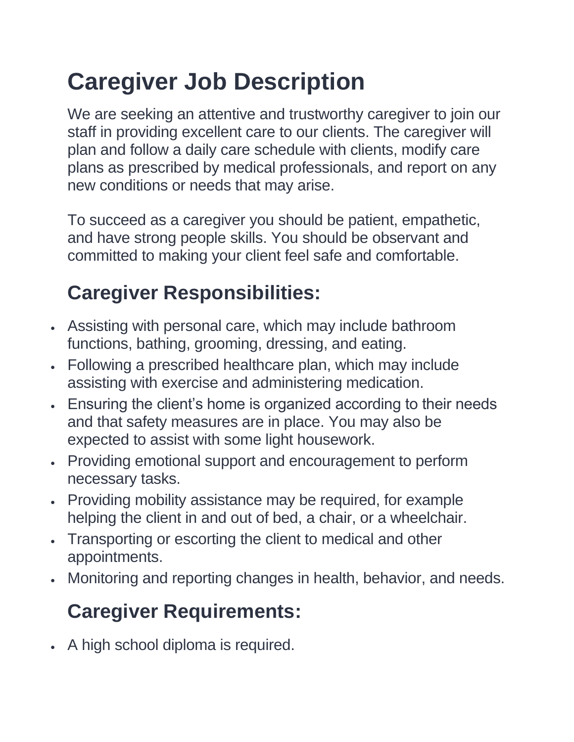# Caregiver Job Description

We are seeking an attentive and trustworthy caregiver to join our staff in providing excellent care to our clients. The caregiver will plan and follow a daily care schedule with clients, modify care plans as prescribed by medical professionals, and report on any new conditions or needs that may arise.

To succeed as a caregiver you should be patient, empathetic, and have strong people skills. You should be observant and committed to making your client feel safe and comfortable.

## Caregiver Responsibilities:

- Assisting with personal care, which may include bathroom functions, bathing, grooming, dressing, and eating.
- Following a prescribed healthcare plan, which may include assisting with exercise and administering medication.
- Ensuring the client's home is organized according to their needs and that safety measures are in place. You may also be expected to assist with some light housework.
- Providing emotional support and encouragement to perform necessary tasks.
- Providing mobility assistance may be required, for example helping the client in and out of bed, a chair, or a wheelchair.
- Transporting or escorting the client to medical and other appointments.
- Monitoring and reporting changes in health, behavior, and needs.

## Caregiver Requirements:

- A high school diploma is required.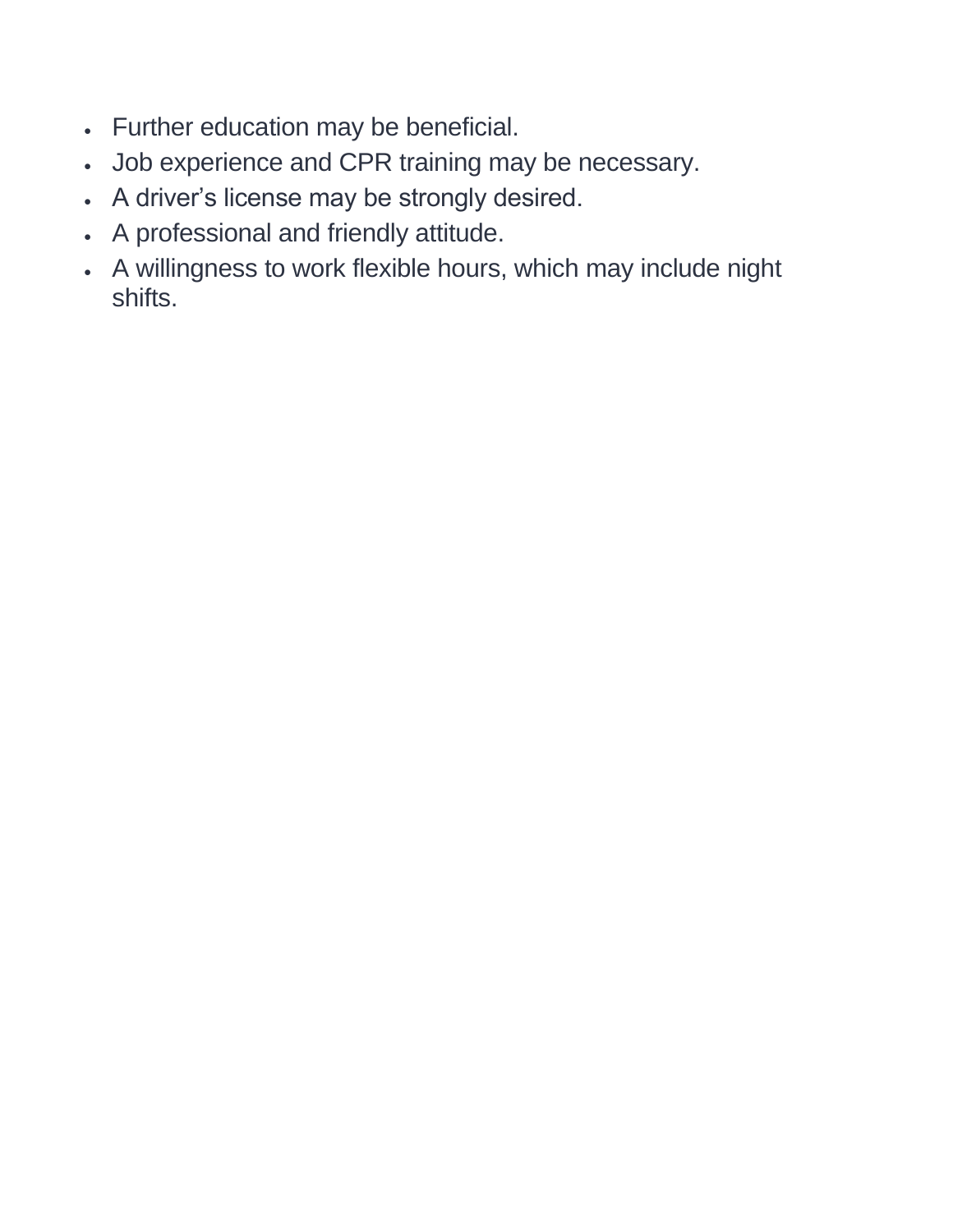- Further education may be beneficial.
- Job experience and CPR training may be necessary.
- A driver’s license may be strongly desired.
- A professional and friendly attitude.
- A willingness to work flexible hours, which may include night shifts.